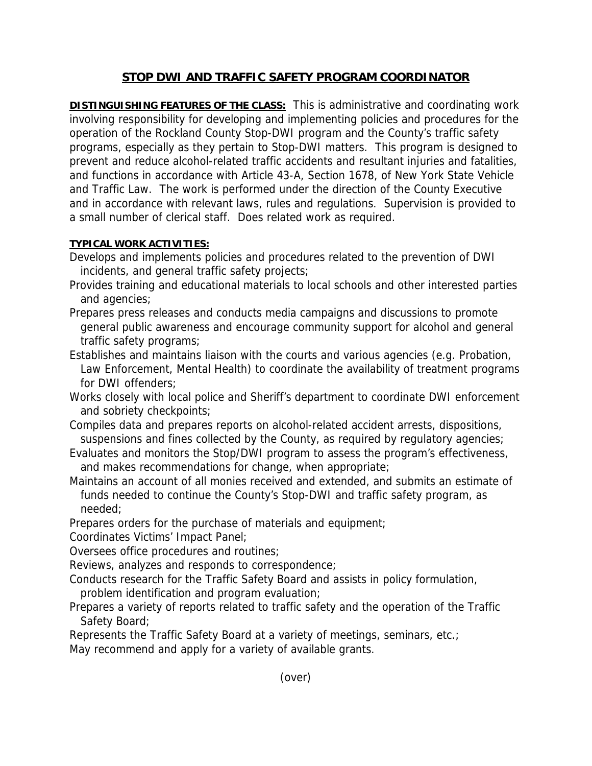# STOP DWI AND TRAFFIC SAFETY PROGRAM COORDINATOR

**DISTINGUISHING FEATURES OF THE CLASS:** This is administrative and coordinating work involving responsibility for developing and implementing policies and procedures for the operation of the Rockland County Stop-DWI program and the County's traffic safety programs, especially as they pertain to Stop-DWI matters. This program is designed to prevent and reduce alcohol-related traffic accidents and resultant injuries and fatalities, and functions in accordance with Article 43-A, Section 1678, of New York State Vehicle and Traffic Law. The work is performed under the direction of the County Executive and in accordance with relevant laws, rules and regulations. Supervision is provided to a small number of clerical staff. Does related work as required.

**TYPICAL WORK ACTIVITIES:**

Develops and implements policies and procedures related to the prevention of DWI incidents, and general traffic safety projects;

Provides training and educational materials to local schools and other interested parties and agencies;

Prepares press releases and conducts media campaigns and discussions to promote general public awareness and encourage community support for alcohol and general traffic safety programs;

Establishes and maintains liaison with the courts and various agencies (e.g. Probation, Law Enforcement, Mental Health) to coordinate the availability of treatment programs for DWI offenders;

Works closely with local police and Sheriff's department to coordinate DWI enforcement and sobriety checkpoints;

Compiles data and prepares reports on alcohol-related accident arrests, dispositions, suspensions and fines collected by the County, as required by regulatory agencies;

Evaluates and monitors the Stop/DWI program to assess the program's effectiveness, and makes recommendations for change, when appropriate;

Maintains an account of all monies received and extended, and submits an estimate of funds needed to continue the County's Stop-DWI and traffic safety program, as needed;

Prepares orders for the purchase of materials and equipment;

Coordinates Victims' Impact Panel;

Oversees office procedures and routines;

Reviews, analyzes and responds to correspondence;

Conducts research for the Traffic Safety Board and assists in policy formulation, problem identification and program evaluation;

Prepares a variety of reports related to traffic safety and the operation of the Traffic Safety Board;

Represents the Traffic Safety Board at a variety of meetings, seminars, etc.;

May recommend and apply for a variety of available grants.

(over)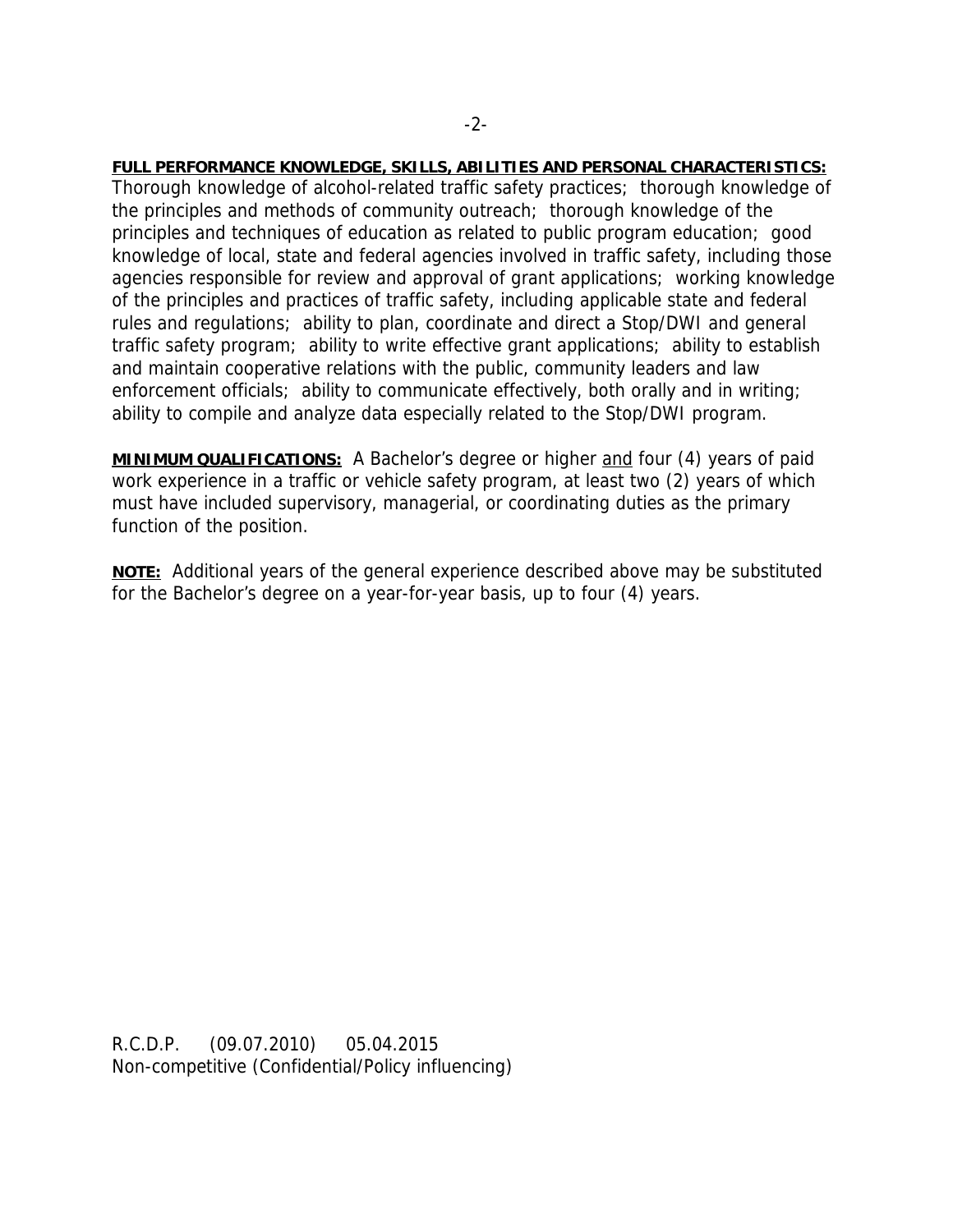**FULL PERFORMANCE KNOWLEDGE, SKILLS, ABILITIES AND PERSONAL CHARACTERISTICS:** Thorough knowledge of alcohol-related traffic safety practices; thorough knowledge of the principles and methods of community outreach; thorough knowledge of the principles and techniques of education as related to public program education; good knowledge of local, state and federal agencies involved in traffic safety, including those agencies responsible for review and approval of grant applications; working knowledge of the principles and practices of traffic safety, including applicable state and federal rules and regulations; ability to plan, coordinate and direct a Stop/DWI and general traffic safety program; ability to write effective grant applications; ability to establish and maintain cooperative relations with the public, community leaders and law enforcement officials; ability to communicate effectively, both orally and in writing; ability to compile and analyze data especially related to the Stop/DWI program.

**MINIMUM QUALIFICATIONS:** A Bachelor's degree or higher and four (4) years of paid work experience in a traffic or vehicle safety program, at least two (2) years of which must have included supervisory, managerial, or coordinating duties as the primary function of the position.

**NOTE:** Additional years of the general experience described above may be substituted for the Bachelor's degree on a year-for-year basis, up to four (4) years.

R.C.D.P. (09.07.2010) 05.04.2015
Non-competitive (Confidential/Policy influencing)